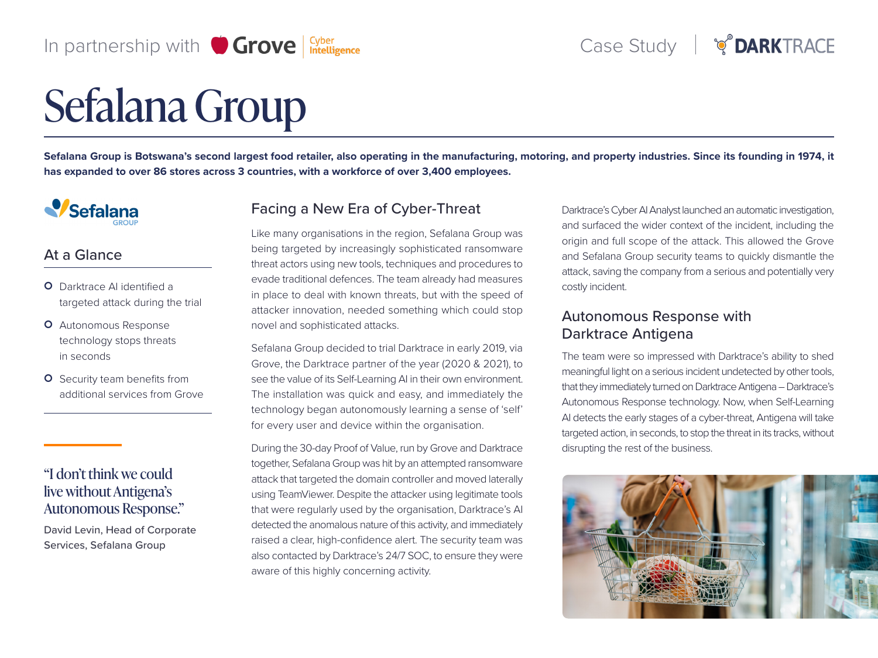In partnership with Grove Cyber Intelligence

Case Study | DARKTRACE

# Sefalana Group

**Sefalana Group is Botswana's second largest food retailer, also operating in the manufacturing, motoring, and property industries. Since its founding in 1974, it has expanded to over 86 stores across 3 countries, with a workforce of over 3,400 employees.**

Sefalana GROUP

## At a Glance

- Darktrace AI identified a targeted attack during the trial
- Autonomous Response technology stops threats in seconds
- Security team benefits from additional services from Grove

"I don't think we could live without Antigena's Autonomous Response."

David Levin, Head of Corporate Services, Sefalana Group

## Facing a New Era of Cyber-Threat

Like many organisations in the region, Sefalana Group was being targeted by increasingly sophisticated ransomware threat actors using new tools, techniques and procedures to evade traditional defences. The team already had measures in place to deal with known threats, but with the speed of attacker innovation, needed something which could stop novel and sophisticated attacks.

Sefalana Group decided to trial Darktrace in early 2019, via Grove, the Darktrace partner of the year (2020 & 2021), to see the value of its Self-Learning AI in their own environment. The installation was quick and easy, and immediately the technology began autonomously learning a sense of 'self' for every user and device within the organisation.

During the 30-day Proof of Value, run by Grove and Darktrace together, Sefalana Group was hit by an attempted ransomware attack that targeted the domain controller and moved laterally using TeamViewer. Despite the attacker using legitimate tools that were regularly used by the organisation, Darktrace's AI detected the anomalous nature of this activity, and immediately raised a clear, high-confidence alert. The security team was also contacted by Darktrace's 24/7 SOC, to ensure they were aware of this highly concerning activity.

Darktrace's Cyber AI Analyst launched an automatic investigation, and surfaced the wider context of the incident, including the origin and full scope of the attack. This allowed the Grove and Sefalana Group security teams to quickly dismantle the attack, saving the company from a serious and potentially very costly incident.

## Autonomous Response with Darktrace Antigena

The team were so impressed with Darktrace's ability to shed meaningful light on a serious incident undetected by other tools, that they immediately turned on Darktrace Antigena – Darktrace's Autonomous Response technology. Now, when Self-Learning AI detects the early stages of a cyber-threat, Antigena will take targeted action, in seconds, to stop the threat in its tracks, without disrupting the rest of the business.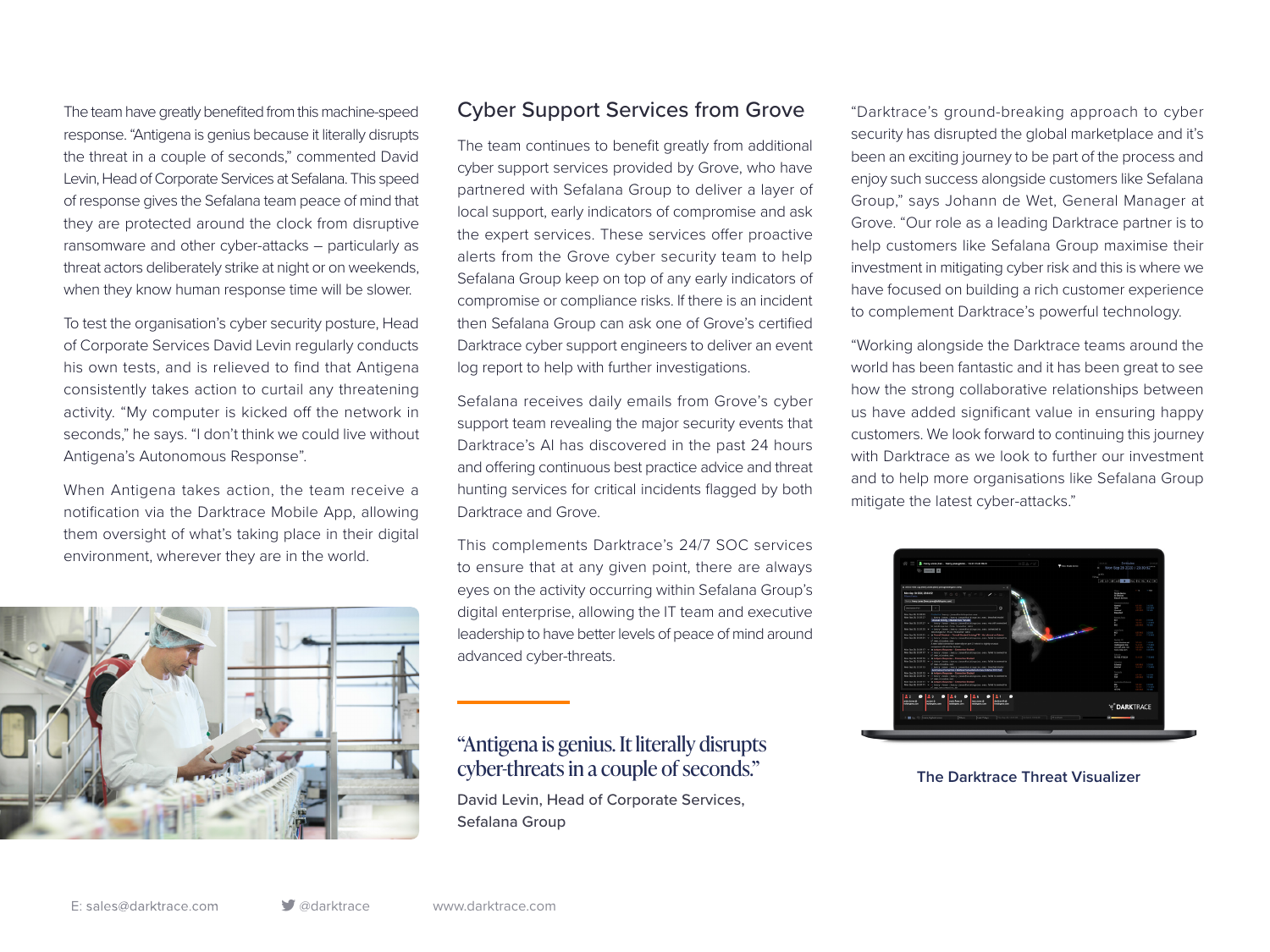The team have greatly benefited from this machine-speed response. "Antigena is genius because it literally disrupts the threat in a couple of seconds," commented David Levin, Head of Corporate Services at Sefalana. This speed of response gives the Sefalana team peace of mind that they are protected around the clock from disruptive ransomware and other cyber-attacks – particularly as threat actors deliberately strike at night or on weekends, when they know human response time will be slower.

To test the organisation's cyber security posture, Head of Corporate Services David Levin regularly conducts his own tests, and is relieved to find that Antigena consistently takes action to curtail any threatening activity. "My computer is kicked off the network in seconds," he says. "I don't think we could live without Antigena's Autonomous Response".

When Antigena takes action, the team receive a notification via the Darktrace Mobile App, allowing them oversight of what's taking place in their digital environment, wherever they are in the world.

## Cyber Support Services from Grove

The team continues to benefit greatly from additional cyber support services provided by Grove, who have partnered with Sefalana Group to deliver a layer of local support, early indicators of compromise and ask the expert services. These services offer proactive alerts from the Grove cyber security team to help Sefalana Group keep on top of any early indicators of compromise or compliance risks. If there is an incident then Sefalana Group can ask one of Grove's certified Darktrace cyber support engineers to deliver an event log report to help with further investigations.

Sefalana receives daily emails from Grove's cyber support team revealing the major security events that Darktrace's AI has discovered in the past 24 hours and offering continuous best practice advice and threat hunting services for critical incidents flagged by both Darktrace and Grove.

This complements Darktrace's 24/7 SOC services to ensure that at any given point, there are always eyes on the activity occurring within Sefalana Group's digital enterprise, allowing the IT team and executive leadership to have better levels of peace of mind around advanced cyber-threats.

> "Antigena is genius. It literally disrupts cyber-threats in a couple of seconds."
>
> David Levin, Head of Corporate Services, Sefalana Group

"Darktrace's ground-breaking approach to cyber security has disrupted the global marketplace and it's been an exciting journey to be part of the process and enjoy such success alongside customers like Sefalana Group," says Johann de Wet, General Manager at Grove. "Our role as a leading Darktrace partner is to help customers like Sefalana Group maximise their investment in mitigating cyber risk and this is where we have focused on building a rich customer experience to complement Darktrace's powerful technology.

"Working alongside the Darktrace teams around the world has been fantastic and it has been great to see how the strong collaborative relationships between us have added significant value in ensuring happy customers. We look forward to continuing this journey with Darktrace as we look to further our investment and to help more organisations like Sefalana Group mitigate the latest cyber-attacks."

**The Darktrace Threat Visualizer**